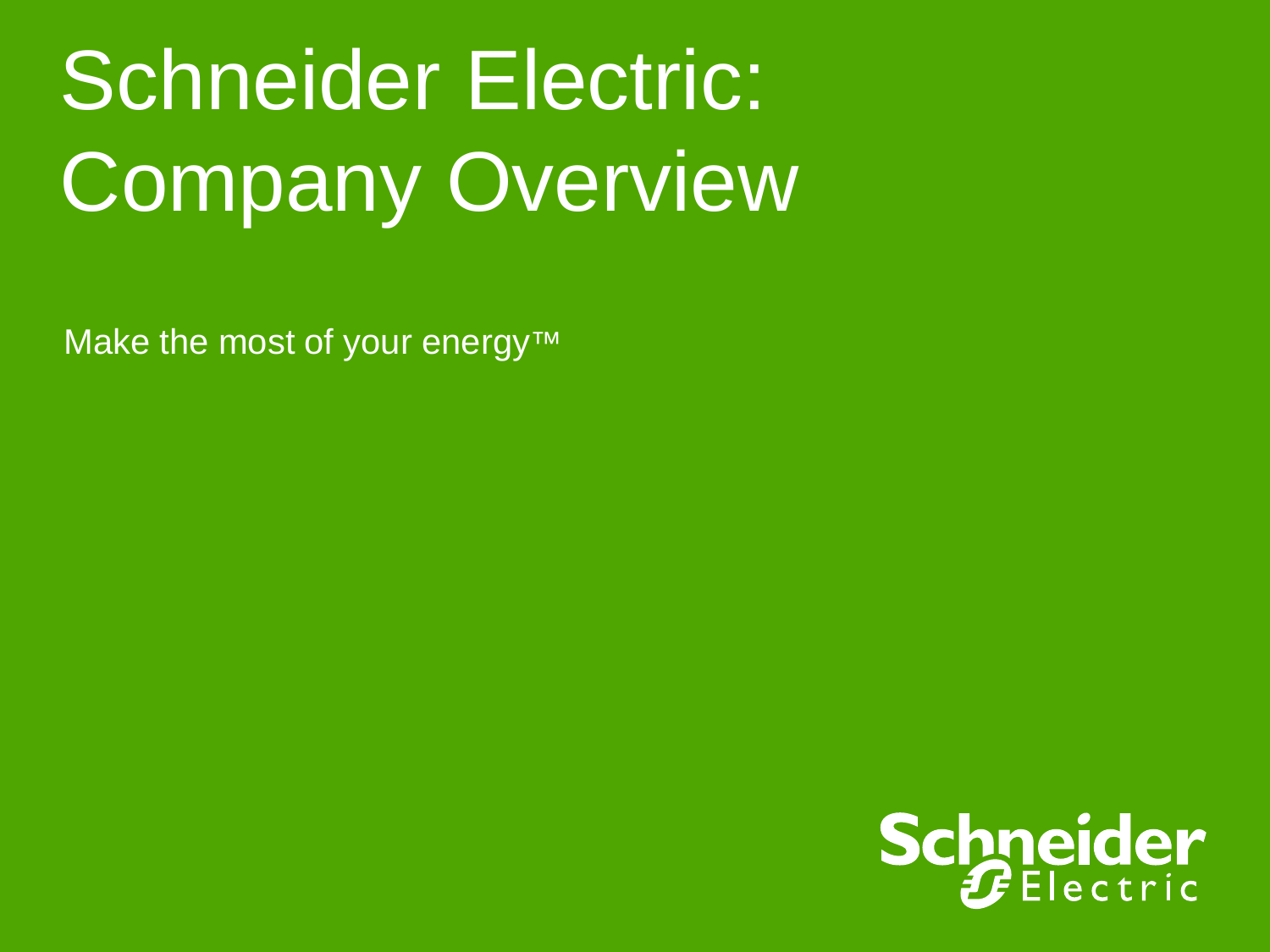# Schneider Electric: Company Overview

Make the most of your energy™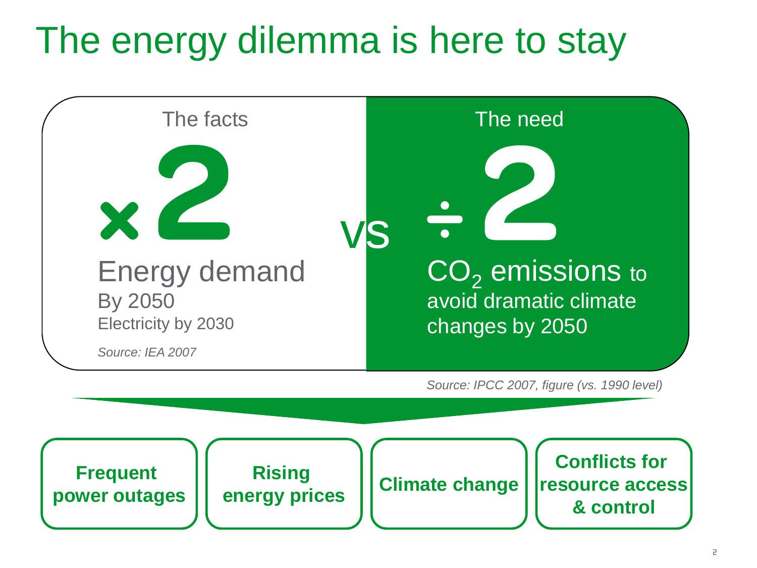# The energy dilemma is here to stay

**The facts**

**×2**

Energy demand
By 2050
Electricity by 2030

*Source: IEA 2007*

**VS**

**The need**

**÷2**

$CO_2$ emissions to avoid dramatic climate changes by 2050

*Source: IPCC 2007, figure (vs. 1990 level)*

- **Frequent power outages**
- **Rising energy prices**
- **Climate change**
- **Conflicts for resource access & control**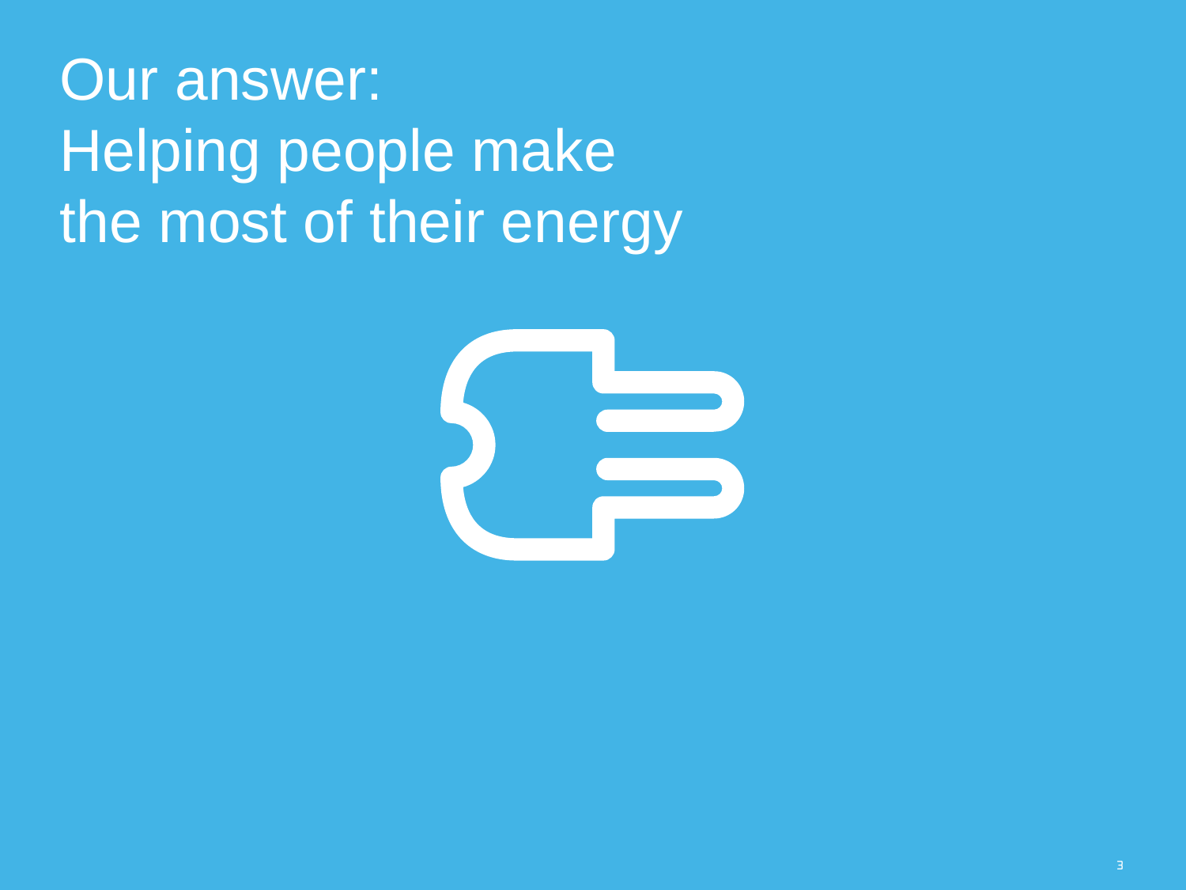# Our answer:
# Helping people make the most of their energy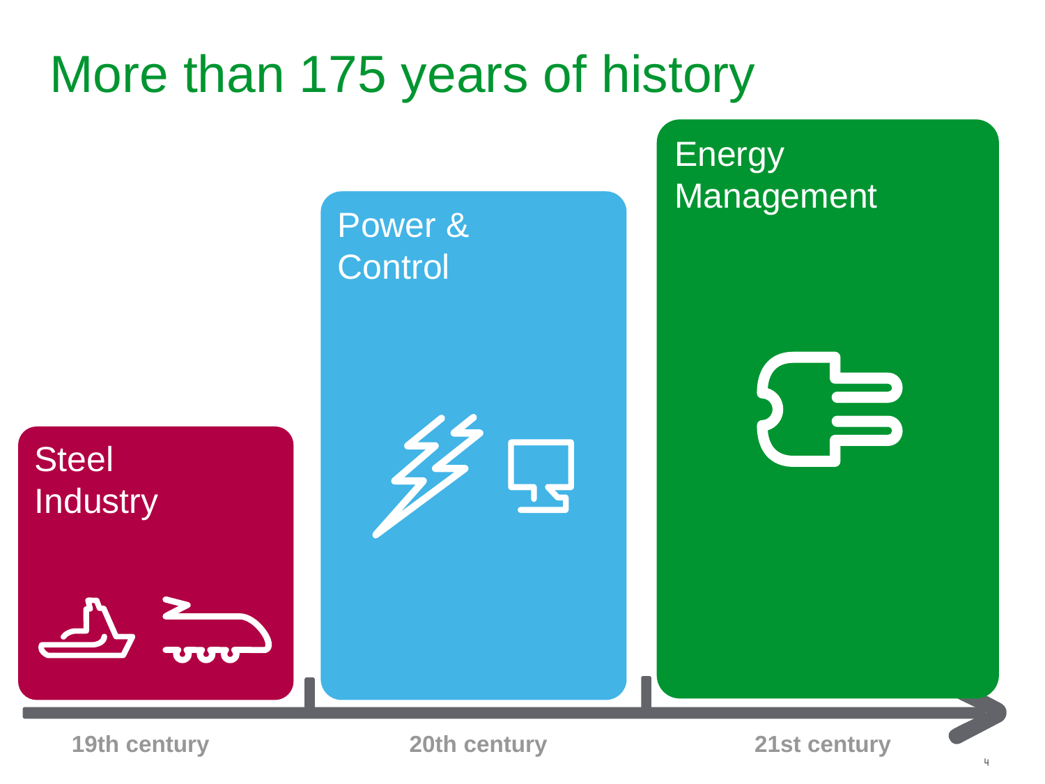# More than 175 years of history

**Steel Industry**

**Power & Control**

**Energy Management**

19th century

20th century

21st century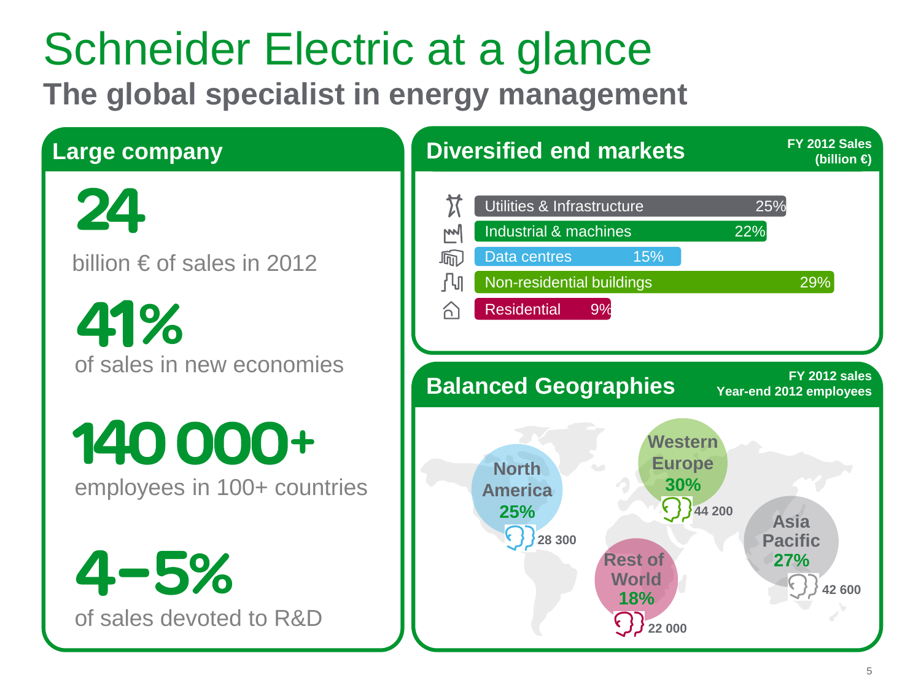# Schneider Electric at a glance

## The global specialist in energy management

### Large company

**24**

billion € of sales in 2012

**41%**

of sales in new economies

**140 000+**

employees in 100+ countries

**4-5%**

of sales devoted to R&D

### Diversified end markets

FY 2012 Sales (billion €)

| End market | Share |
|---|---|
| Utilities & Infrastructure | 25% |
| Industrial & machines | 22% |
| Data centres | 15% |
| Non-residential buildings | 29% |
| Residential | 9% |

### Balanced Geographies

FY 2012 sales
Year-end 2012 employees

| Region | FY 2012 sales | Year-end 2012 employees |
|---|---|---|
| North America | 25% | 28 300 |
| Western Europe | 30% | 44 200 |
| Asia Pacific | 27% | 42 600 |
| Rest of World | 18% | 22 000 |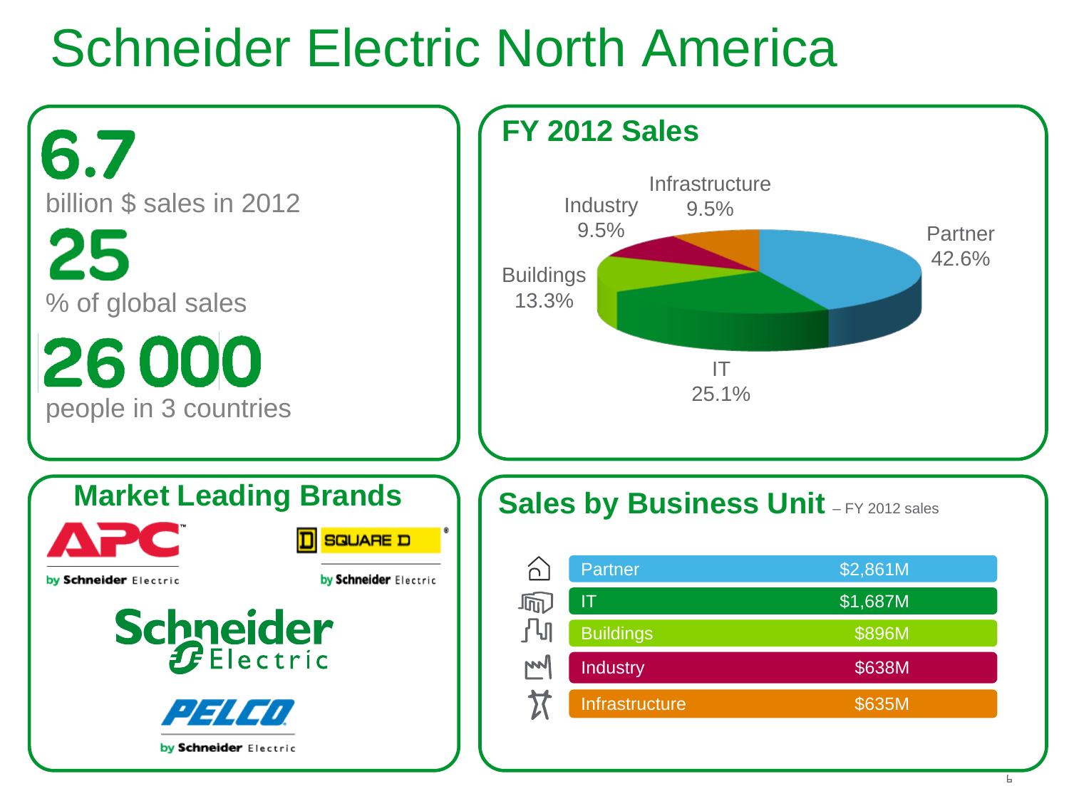# Schneider Electric North America

**6.7**
billion $ sales in 2012

**25**
% of global sales

**26 000**
people in 3 countries

## FY 2012 Sales

| Segment | Share |
|---|---|
| Partner | 42.6% |
| IT | 25.1% |
| Buildings | 13.3% |
| Industry | 9.5% |
| Infrastructure | 9.5% |

## Market Leading Brands

APC by Schneider Electric

SQUARE D by Schneider Electric

Schneider Electric

PELCO by Schneider Electric

## Sales by Business Unit – FY 2012 sales

| Business Unit | Sales |
|---|---|
| Partner | $2,861M |
| IT | $1,687M |
| Buildings | $896M |
| Industry | $638M |
| Infrastructure | $635M |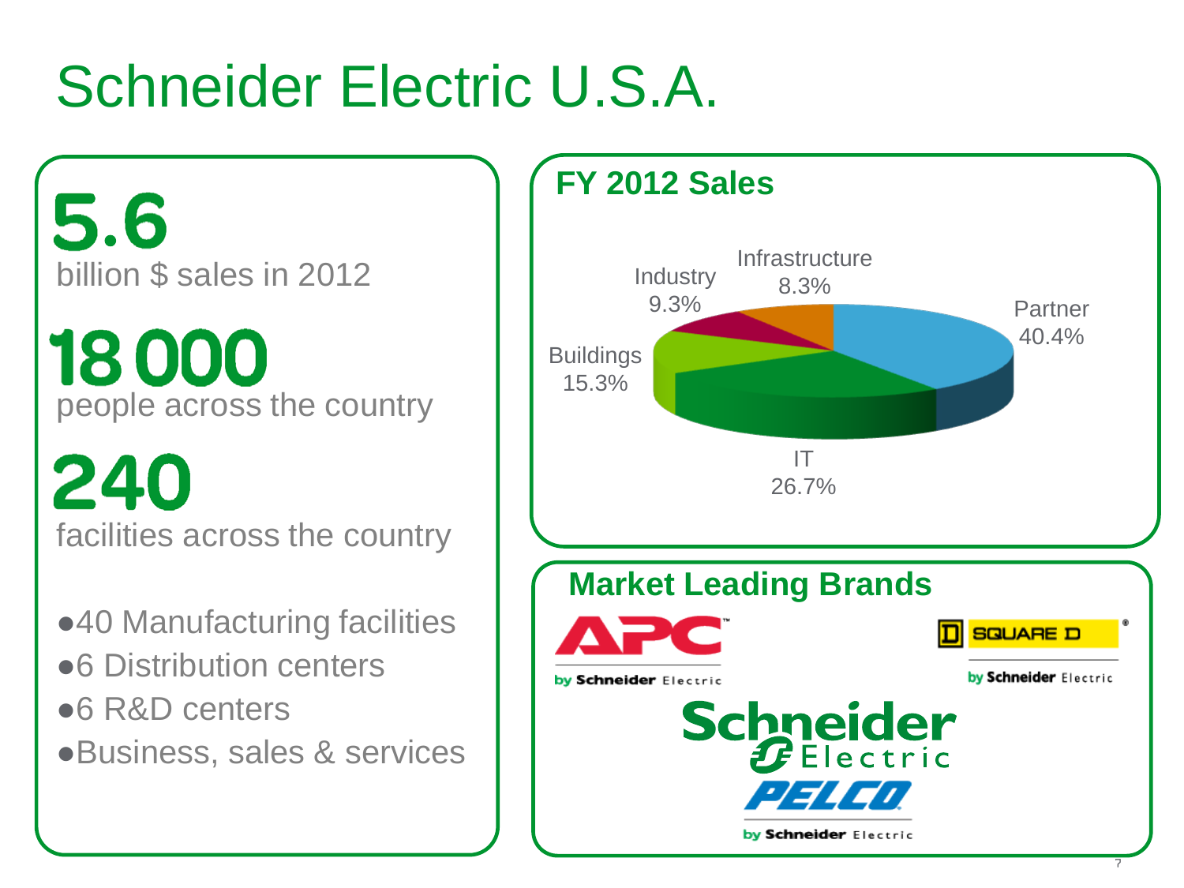# Schneider Electric U.S.A.

**5.6**
billion $ sales in 2012

**18 000**
people across the country

**240**
facilities across the country

- 40 Manufacturing facilities
- 6 Distribution centers
- 6 R&D centers
- Business, sales & services

## FY 2012 Sales

| Segment | Share |
|---|---|
| Partner | 40.4% |
| IT | 26.7% |
| Buildings | 15.3% |
| Industry | 9.3% |
| Infrastructure | 8.3% |

## Market Leading Brands

APC by Schneider Electric

SQUARE D by Schneider Electric

Schneider Electric

PELCO by Schneider Electric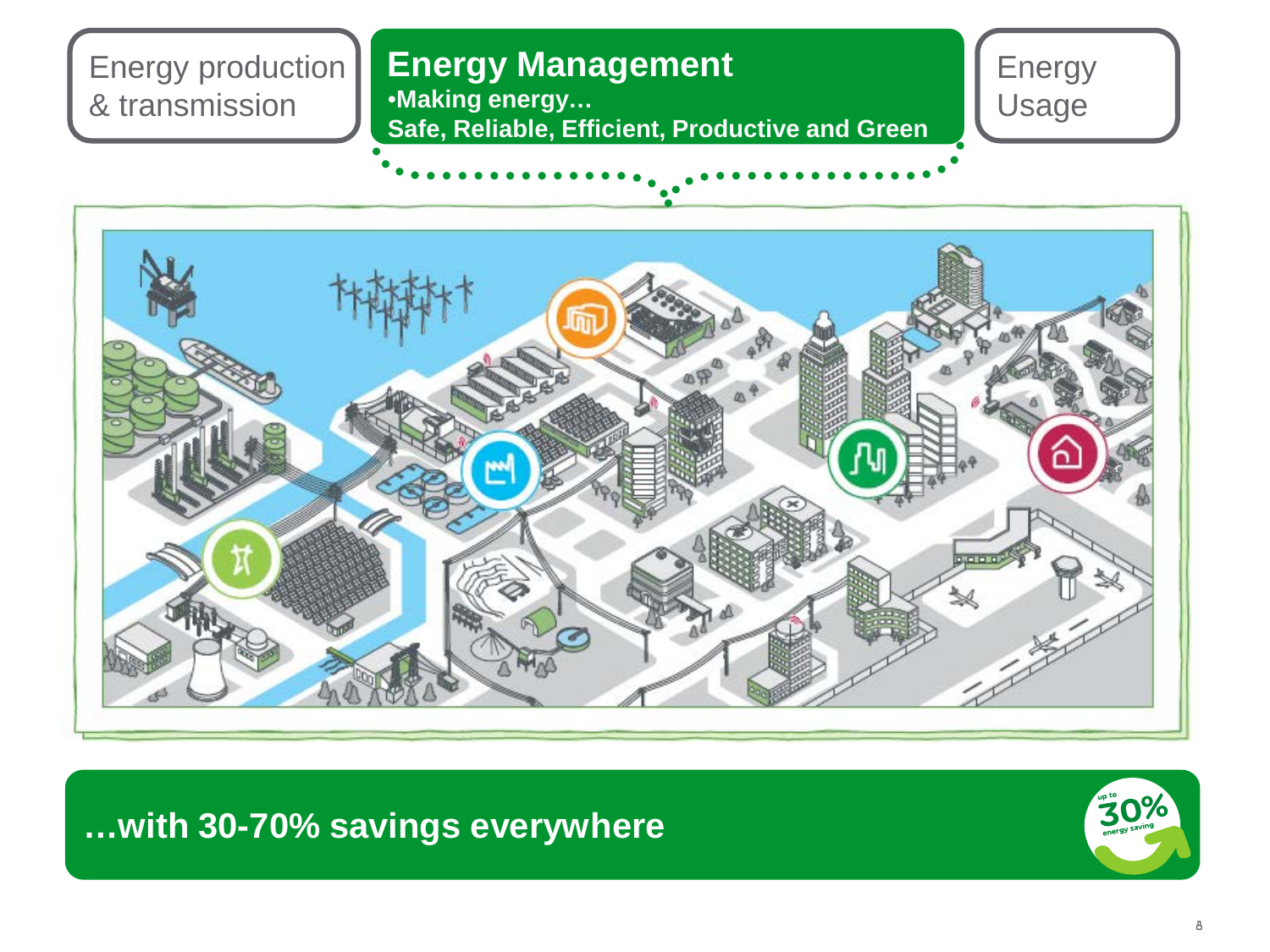Energy production & transmission

## Energy Management

- **Making energy…**

**Safe, Reliable, Efficient, Productive and Green**

Energy Usage

**…with 30-70% savings everywhere**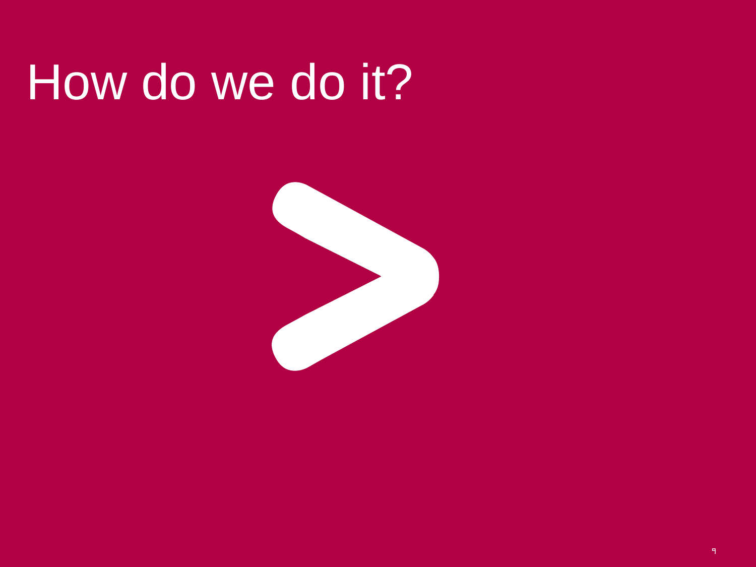# How do we do it?

>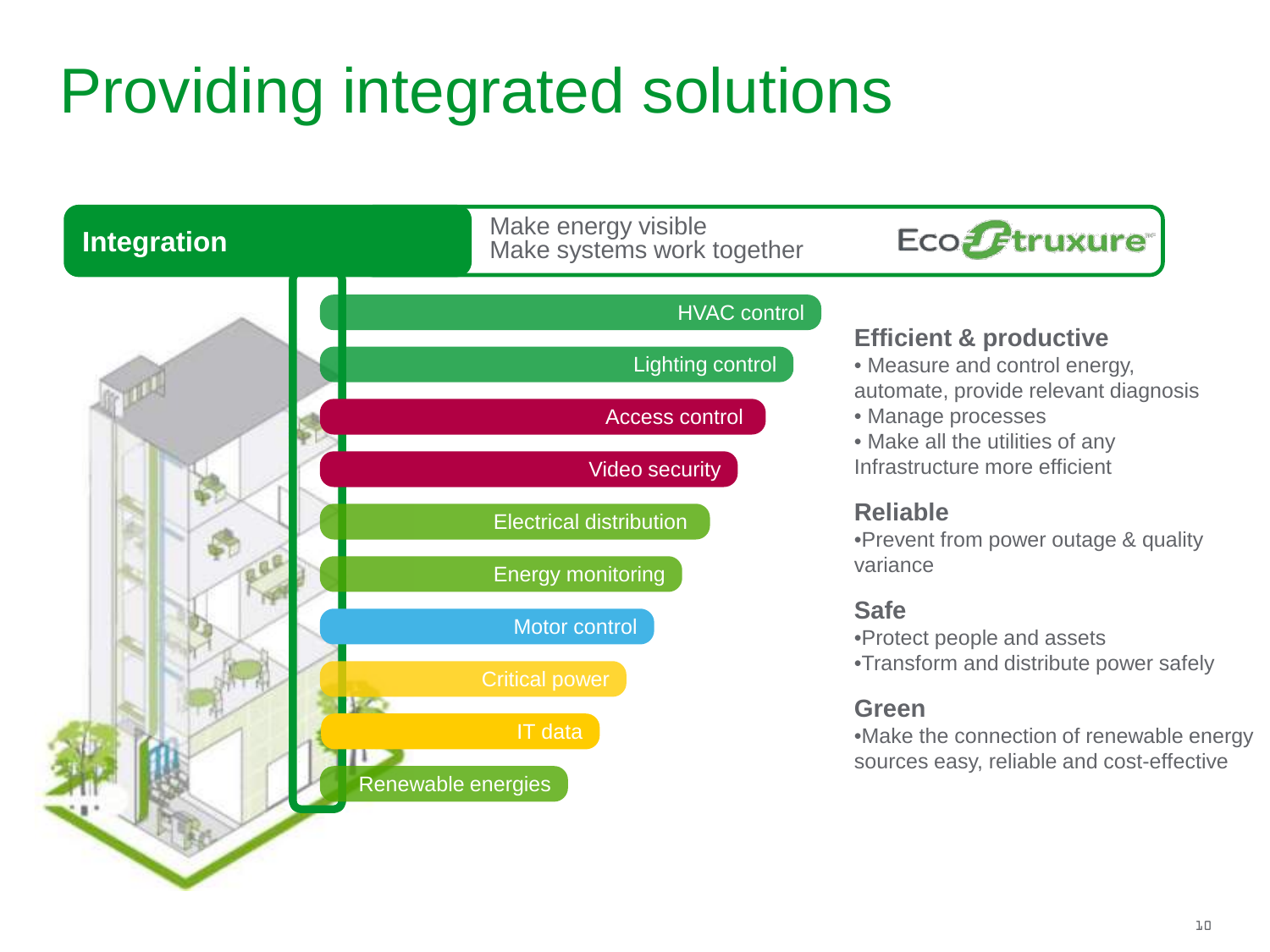# Providing integrated solutions

**Integration**

Make energy visible
Make systems work together

EcoStruxure

- HVAC control
- Lighting control
- Access control
- Video security
- Electrical distribution
- Energy monitoring
- Motor control
- Critical power
- IT data
- Renewable energies

### Efficient & productive

- Measure and control energy, automate, provide relevant diagnosis
- Manage processes
- Make all the utilities of any Infrastructure more efficient

### Reliable

- Prevent from power outage & quality variance

### Safe

- Protect people and assets
- Transform and distribute power safely

### Green

- Make the connection of renewable energy sources easy, reliable and cost-effective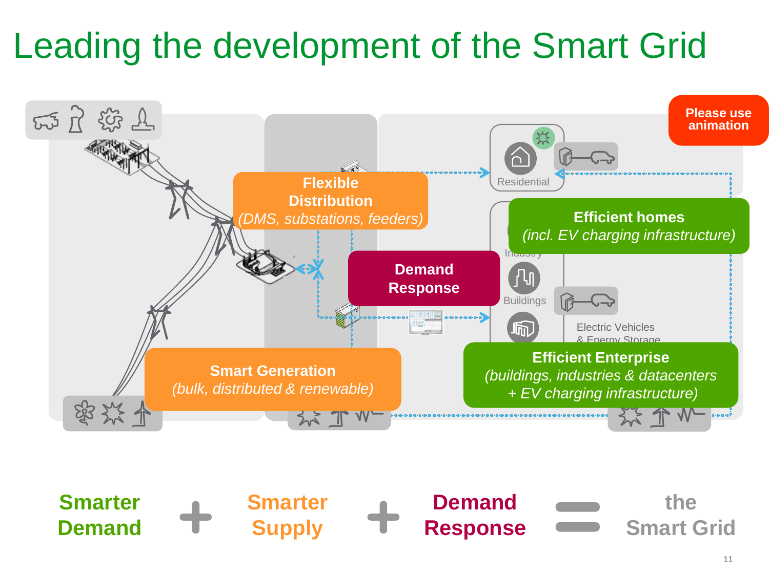# Leading the development of the Smart Grid

Please use animation

Residential

Flexible Distribution
*(DMS, substations, feeders)*

Efficient homes
*(incl. EV charging infrastructure)*

Industry

Demand Response

Buildings

Electric Vehicles & Energy Storage

Efficient Enterprise
*(buildings, industries & datacenters + EV charging infrastructure)*

Smart Generation
*(bulk, distributed & renewable)*

**Smarter Demand** + **Smarter Supply** + **Demand Response** = **the Smart Grid**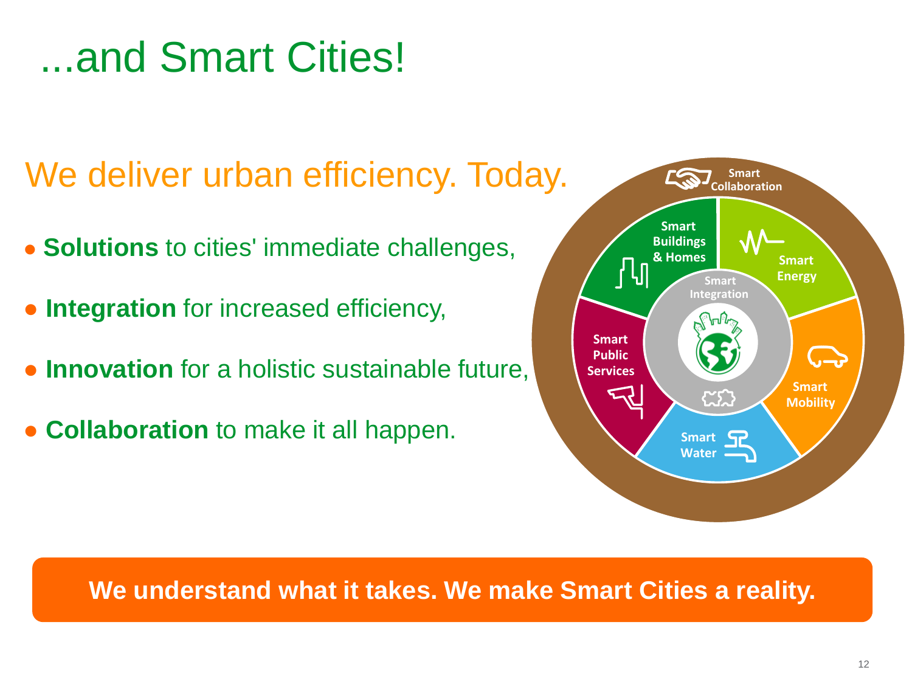# ...and Smart Cities!

## We deliver urban efficiency. Today.

- **Solutions** to cities' immediate challenges,
- **Integration** for increased efficiency,
- **Innovation** for a holistic sustainable future,
- **Collaboration** to make it all happen.

Smart Collaboration

Smart Buildings & Homes

Smart Energy

Smart Integration

Smart Public Services

Smart Mobility

Smart Water

**We understand what it takes. We make Smart Cities a reality.**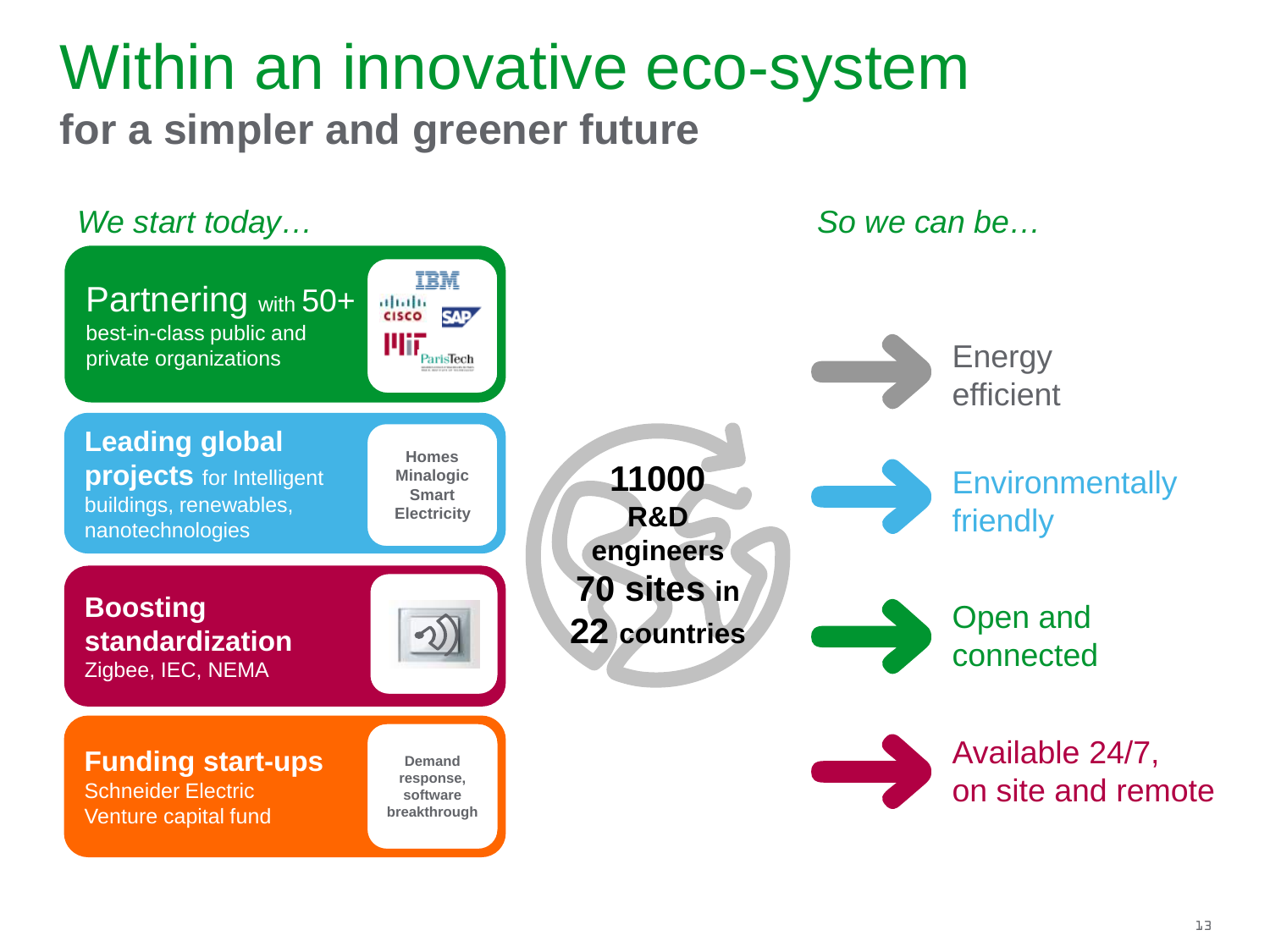# Within an innovative eco-system

## for a simpler and greener future

*We start today…*

**Partnering** with 50+ best-in-class public and private organizations

IBM, Cisco, SAP, MIT, ParisTech

**Leading global projects** for Intelligent buildings, renewables, nanotechnologies

Homes
Minalogic
Smart Electricity

**Boosting standardization**
Zigbee, IEC, NEMA

**Funding start-ups**
Schneider Electric Venture capital fund

Demand response, software breakthrough

**11000 R&D engineers**
**70 sites in 22 countries**

*So we can be…*

- Energy efficient
- Environmentally friendly
- Open and connected
- Available 24/7, on site and remote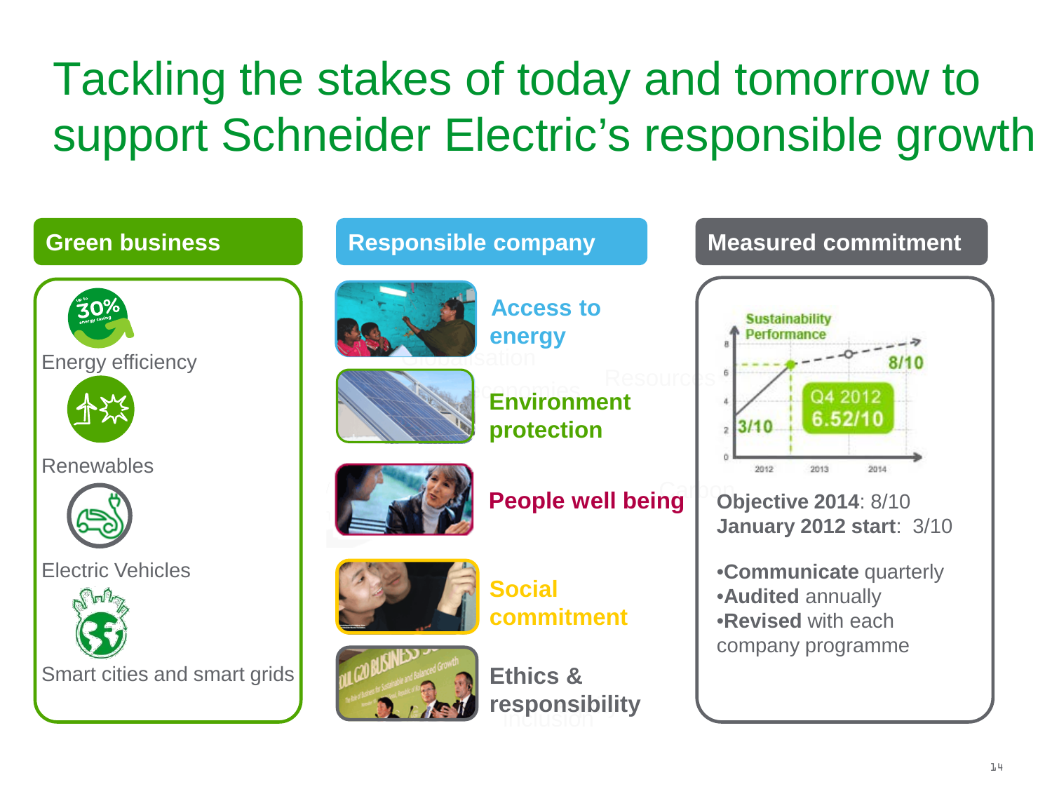# Tackling the stakes of today and tomorrow to support Schneider Electric's responsible growth

## Green business

- Energy efficiency
- Renewables
- Electric Vehicles
- Smart cities and smart grids

## Responsible company

- Access to energy
- Environment protection
- People well being
- Social commitment
- Ethics & responsibility

## Measured commitment

Sustainability Performance

3/10 — Q4 2012 6.52/10 — 8/10

**Objective 2014**: 8/10
**January 2012 start**: 3/10

- **Communicate** quarterly
- **Audited** annually
- **Revised** with each company programme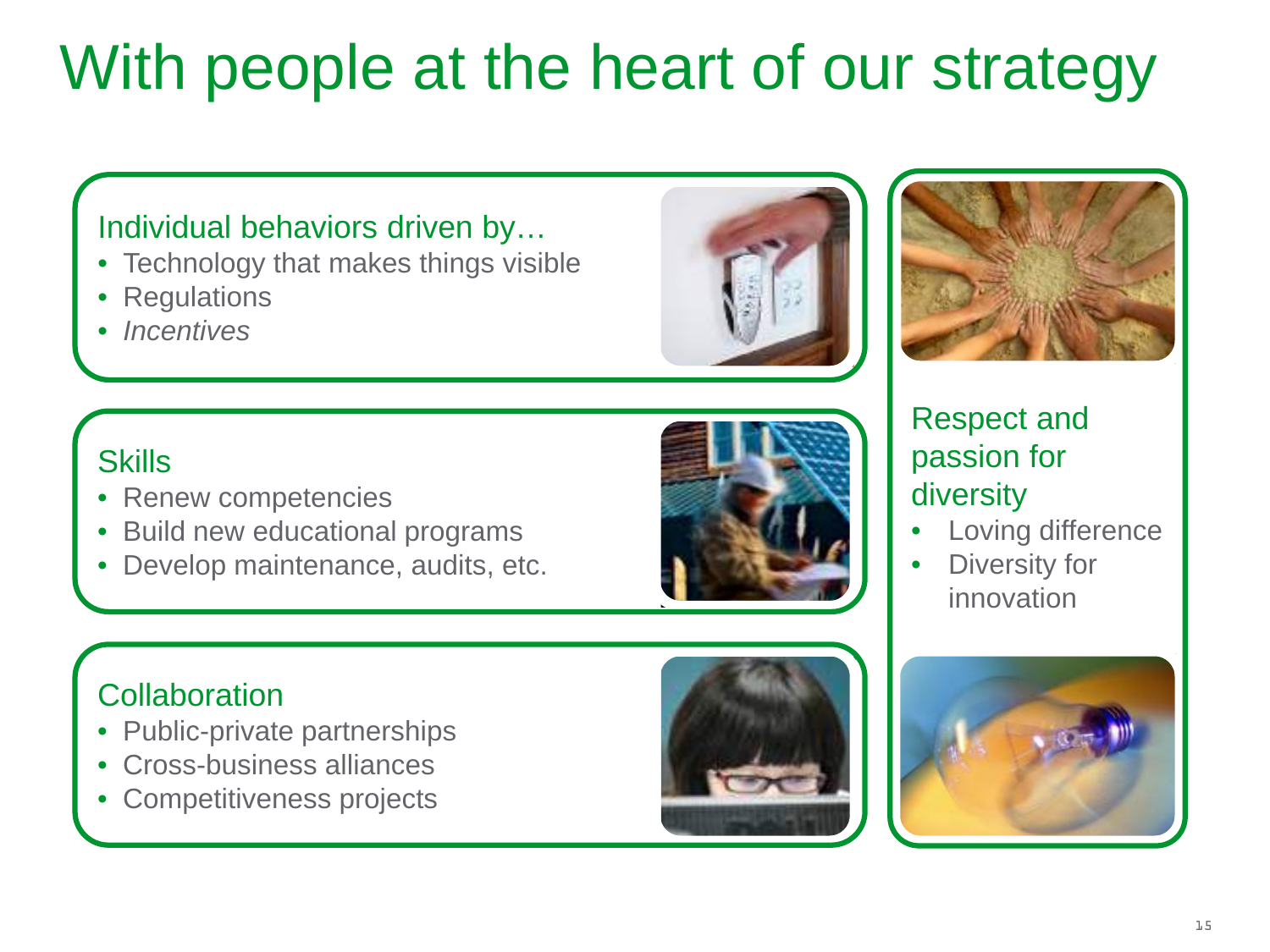# With people at the heart of our strategy

### Individual behaviors driven by…

- Technology that makes things visible
- Regulations
- *Incentives*

### Skills

- Renew competencies
- Build new educational programs
- Develop maintenance, audits, etc.

### Collaboration

- Public-private partnerships
- Cross-business alliances
- Competitiveness projects

### Respect and passion for diversity

- Loving difference
- Diversity for innovation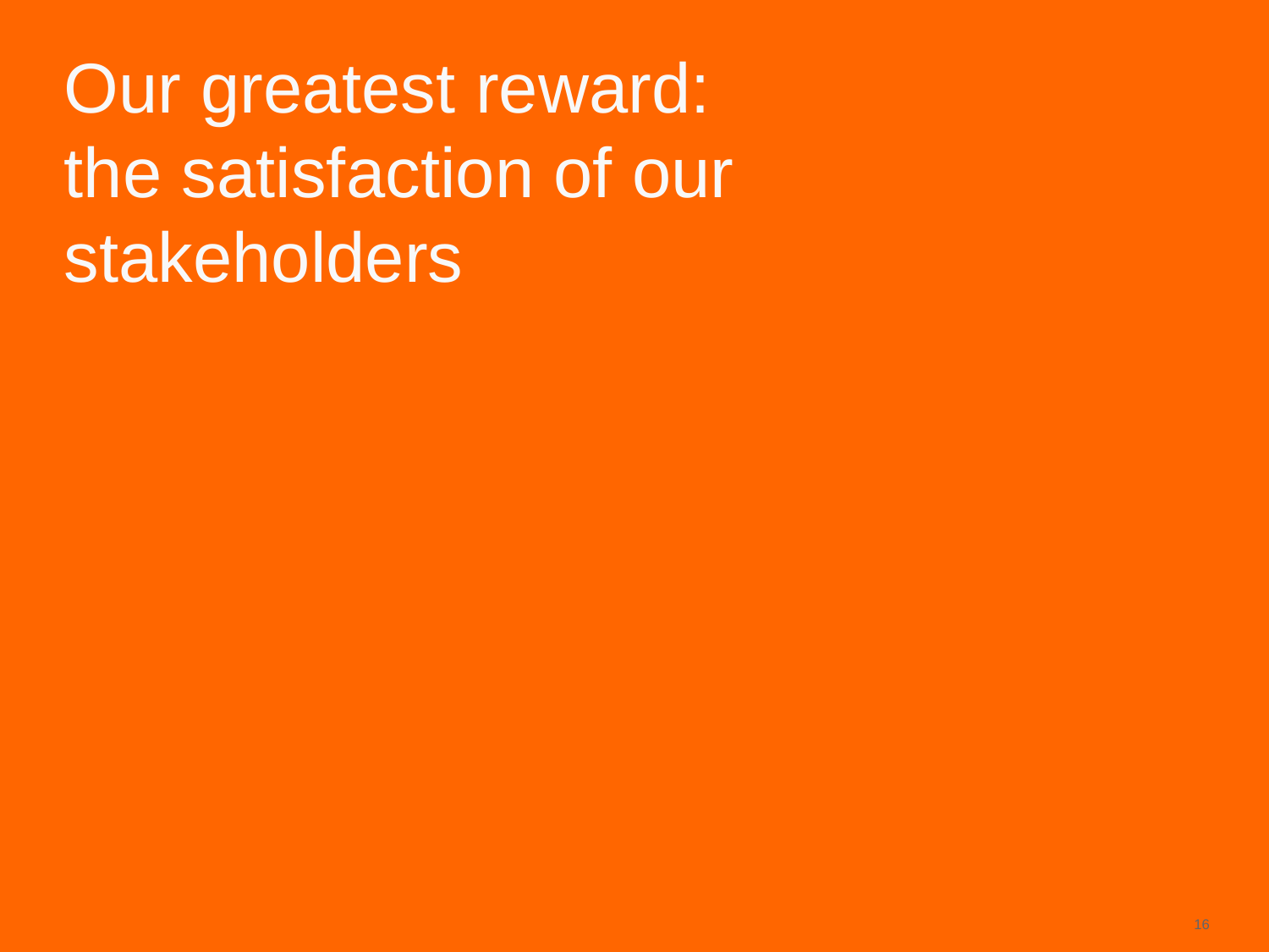# Our greatest reward: the satisfaction of our stakeholders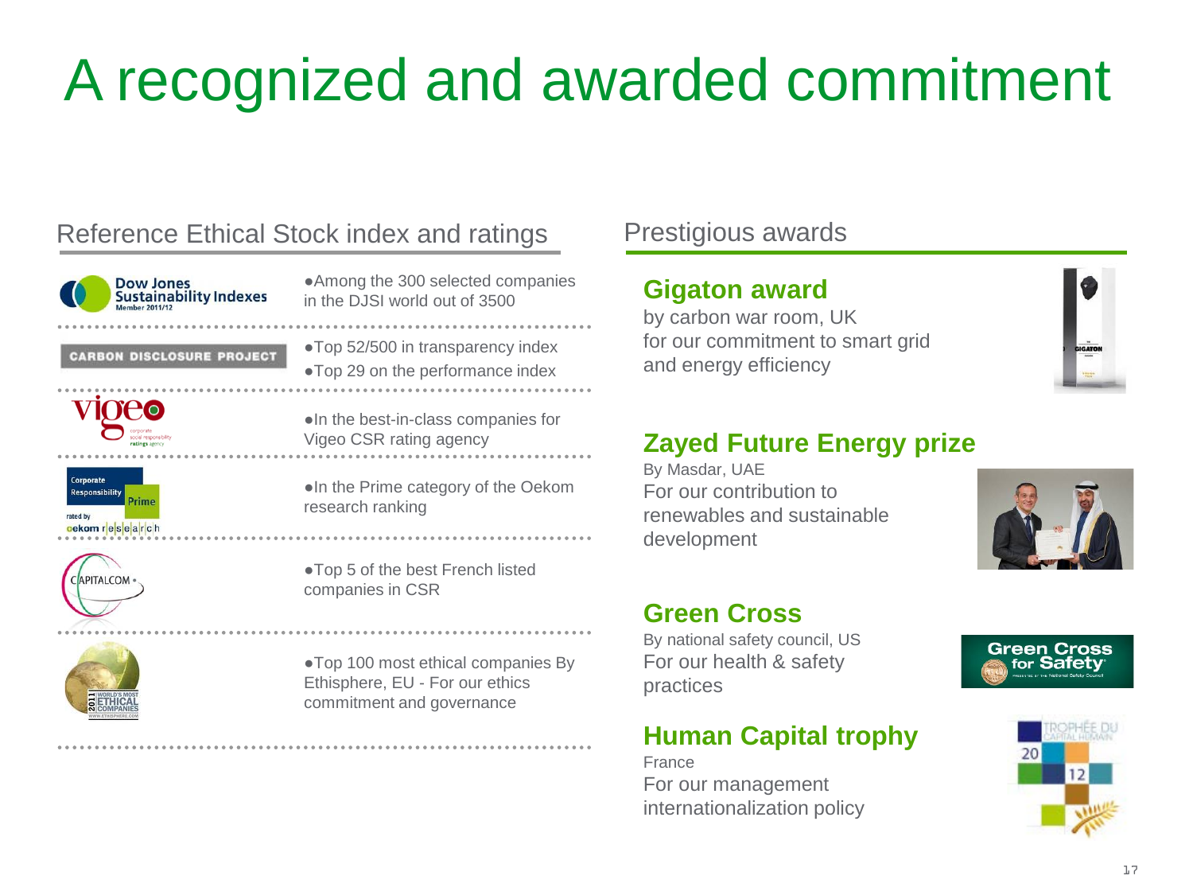# A recognized and awarded commitment

## Reference Ethical Stock index and ratings

- Among the 300 selected companies in the DJSI world out of 3500
- Top 52/500 in transparency index
- Top 29 on the performance index
- In the best-in-class companies for Vigeo CSR rating agency
- In the Prime category of the Oekom research ranking
- Top 5 of the best French listed companies in CSR
- Top 100 most ethical companies By Ethisphere, EU - For our ethics commitment and governance

## Prestigious awards

### Gigaton award

by carbon war room, UK
for our commitment to smart grid and energy efficiency

### Zayed Future Energy prize

By Masdar, UAE
For our contribution to renewables and sustainable development

### Green Cross

By national safety council, US
For our health & safety practices

### Human Capital trophy

France
For our management internationalization policy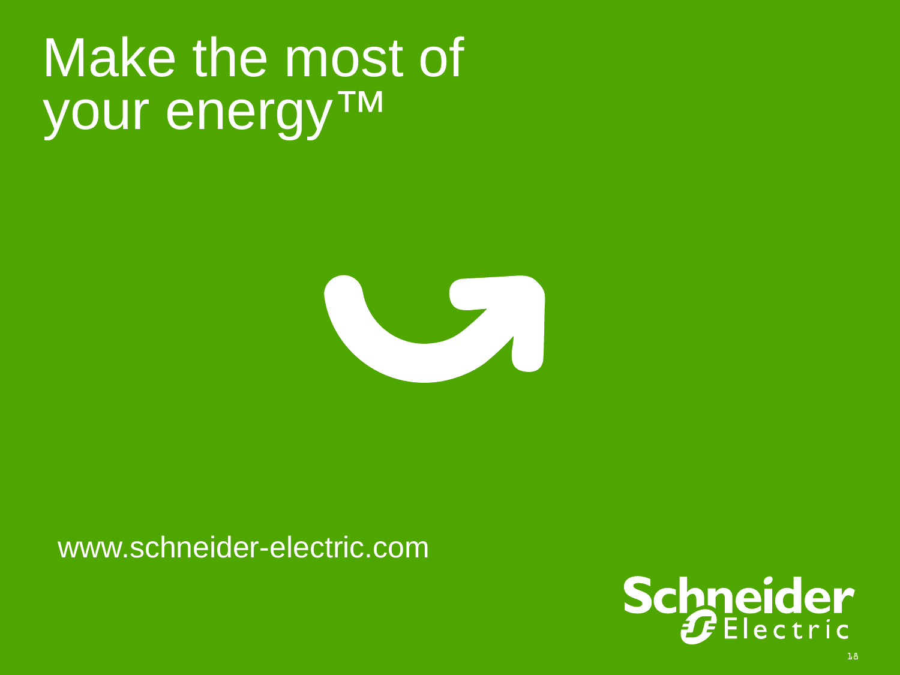# Make the most of your energy™

www.schneider-electric.com

Schneider Electric